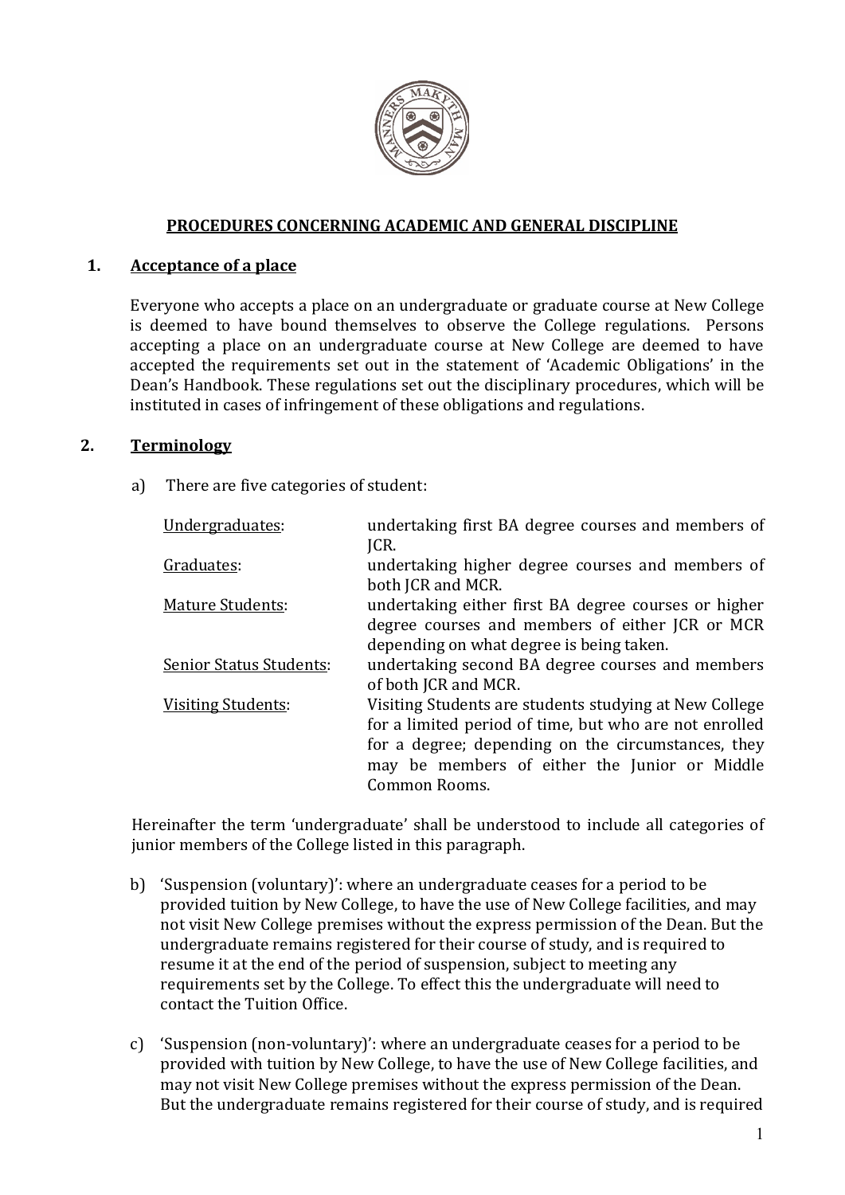# PROCEDURES CONCERNING ACADEMIC AND GENERAL DISCIPLINE

## 1. Acceptance of a place

Everyone who accepts a place on an undergraduate or graduate course at New College is deemed to have bound themselves to observe the College regulations. Persons accepting a place on an undergraduate course at New College are deemed to have accepted the requirements set out in the statement of 'Academic Obligations' in the Dean's Handbook. These regulations set out the disciplinary procedures, which will be instituted in cases of infringement of these obligations and regulations.

## 2. Terminology

a) There are five categories of student:

| | |
|---|---|
| Undergraduates: | undertaking first BA degree courses and members of JCR. |
| Graduates: | undertaking higher degree courses and members of both JCR and MCR. |
| Mature Students: | undertaking either first BA degree courses or higher degree courses and members of either JCR or MCR depending on what degree is being taken. |
| Senior Status Students: | undertaking second BA degree courses and members of both JCR and MCR. |
| Visiting Students: | Visiting Students are students studying at New College for a limited period of time, but who are not enrolled for a degree; depending on the circumstances, they may be members of either the Junior or Middle Common Rooms. |

Hereinafter the term 'undergraduate' shall be understood to include all categories of junior members of the College listed in this paragraph.

b) 'Suspension (voluntary)': where an undergraduate ceases for a period to be provided tuition by New College, to have the use of New College facilities, and may not visit New College premises without the express permission of the Dean. But the undergraduate remains registered for their course of study, and is required to resume it at the end of the period of suspension, subject to meeting any requirements set by the College. To effect this the undergraduate will need to contact the Tuition Office.

c) 'Suspension (non-voluntary)': where an undergraduate ceases for a period to be provided with tuition by New College, to have the use of New College facilities, and may not visit New College premises without the express permission of the Dean. But the undergraduate remains registered for their course of study, and is required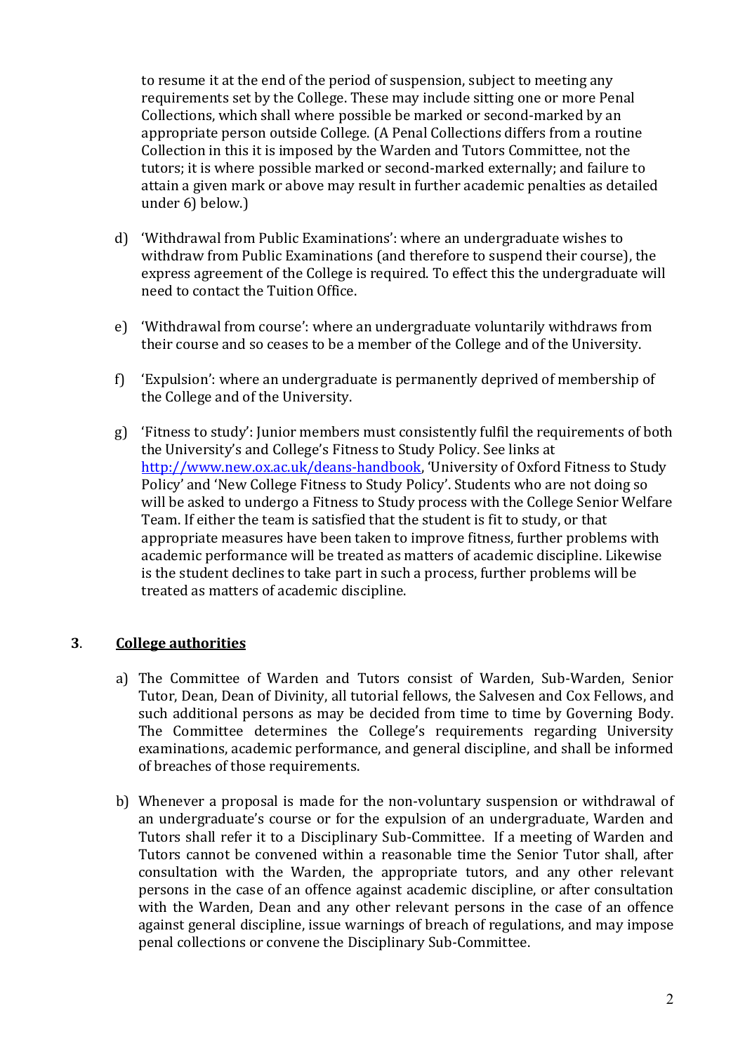to resume it at the end of the period of suspension, subject to meeting any requirements set by the College. These may include sitting one or more Penal Collections, which shall where possible be marked or second-marked by an appropriate person outside College. (A Penal Collections differs from a routine Collection in this it is imposed by the Warden and Tutors Committee, not the tutors; it is where possible marked or second-marked externally; and failure to attain a given mark or above may result in further academic penalties as detailed under 6) below.)

d) 'Withdrawal from Public Examinations': where an undergraduate wishes to withdraw from Public Examinations (and therefore to suspend their course), the express agreement of the College is required. To effect this the undergraduate will need to contact the Tuition Office.

e) 'Withdrawal from course': where an undergraduate voluntarily withdraws from their course and so ceases to be a member of the College and of the University.

f) 'Expulsion': where an undergraduate is permanently deprived of membership of the College and of the University.

g) 'Fitness to study': Junior members must consistently fulfil the requirements of both the University's and College's Fitness to Study Policy. See links at [http://www.new.ox.ac.uk/deans-handbook](http://www.new.ox.ac.uk/deans-handbook), 'University of Oxford Fitness to Study Policy' and 'New College Fitness to Study Policy'. Students who are not doing so will be asked to undergo a Fitness to Study process with the College Senior Welfare Team. If either the team is satisfied that the student is fit to study, or that appropriate measures have been taken to improve fitness, further problems with academic performance will be treated as matters of academic discipline. Likewise is the student declines to take part in such a process, further problems will be treated as matters of academic discipline.

## 3. <u>College authorities</u>

a) The Committee of Warden and Tutors consist of Warden, Sub-Warden, Senior Tutor, Dean, Dean of Divinity, all tutorial fellows, the Salvesen and Cox Fellows, and such additional persons as may be decided from time to time by Governing Body. The Committee determines the College's requirements regarding University examinations, academic performance, and general discipline, and shall be informed of breaches of those requirements.

b) Whenever a proposal is made for the non-voluntary suspension or withdrawal of an undergraduate's course or for the expulsion of an undergraduate, Warden and Tutors shall refer it to a Disciplinary Sub-Committee. If a meeting of Warden and Tutors cannot be convened within a reasonable time the Senior Tutor shall, after consultation with the Warden, the appropriate tutors, and any other relevant persons in the case of an offence against academic discipline, or after consultation with the Warden, Dean and any other relevant persons in the case of an offence against general discipline, issue warnings of breach of regulations, and may impose penal collections or convene the Disciplinary Sub-Committee.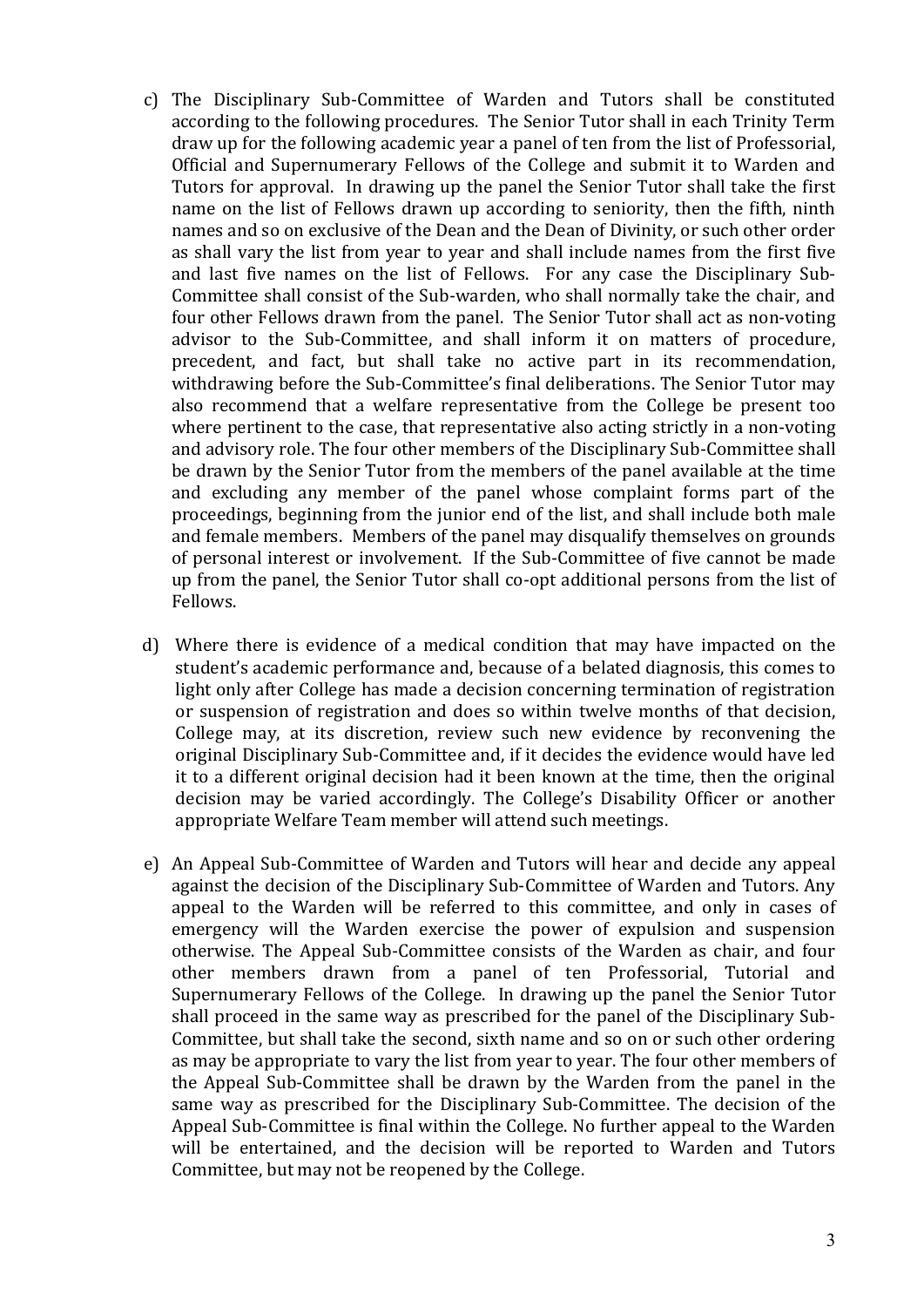c) The Disciplinary Sub-Committee of Warden and Tutors shall be constituted according to the following procedures. The Senior Tutor shall in each Trinity Term draw up for the following academic year a panel of ten from the list of Professorial, Official and Supernumerary Fellows of the College and submit it to Warden and Tutors for approval. In drawing up the panel the Senior Tutor shall take the first name on the list of Fellows drawn up according to seniority, then the fifth, ninth names and so on exclusive of the Dean and the Dean of Divinity, or such other order as shall vary the list from year to year and shall include names from the first five and last five names on the list of Fellows. For any case the Disciplinary Sub-Committee shall consist of the Sub-warden, who shall normally take the chair, and four other Fellows drawn from the panel. The Senior Tutor shall act as non-voting advisor to the Sub-Committee, and shall inform it on matters of procedure, precedent, and fact, but shall take no active part in its recommendation, withdrawing before the Sub-Committee's final deliberations. The Senior Tutor may also recommend that a welfare representative from the College be present too where pertinent to the case, that representative also acting strictly in a non-voting and advisory role. The four other members of the Disciplinary Sub-Committee shall be drawn by the Senior Tutor from the members of the panel available at the time and excluding any member of the panel whose complaint forms part of the proceedings, beginning from the junior end of the list, and shall include both male and female members. Members of the panel may disqualify themselves on grounds of personal interest or involvement. If the Sub-Committee of five cannot be made up from the panel, the Senior Tutor shall co-opt additional persons from the list of Fellows.

d) Where there is evidence of a medical condition that may have impacted on the student's academic performance and, because of a belated diagnosis, this comes to light only after College has made a decision concerning termination of registration or suspension of registration and does so within twelve months of that decision, College may, at its discretion, review such new evidence by reconvening the original Disciplinary Sub-Committee and, if it decides the evidence would have led it to a different original decision had it been known at the time, then the original decision may be varied accordingly. The College's Disability Officer or another appropriate Welfare Team member will attend such meetings.

e) An Appeal Sub-Committee of Warden and Tutors will hear and decide any appeal against the decision of the Disciplinary Sub-Committee of Warden and Tutors. Any appeal to the Warden will be referred to this committee, and only in cases of emergency will the Warden exercise the power of expulsion and suspension otherwise. The Appeal Sub-Committee consists of the Warden as chair, and four other members drawn from a panel of ten Professorial, Tutorial and Supernumerary Fellows of the College. In drawing up the panel the Senior Tutor shall proceed in the same way as prescribed for the panel of the Disciplinary Sub-Committee, but shall take the second, sixth name and so on or such other ordering as may be appropriate to vary the list from year to year. The four other members of the Appeal Sub-Committee shall be drawn by the Warden from the panel in the same way as prescribed for the Disciplinary Sub-Committee. The decision of the Appeal Sub-Committee is final within the College. No further appeal to the Warden will be entertained, and the decision will be reported to Warden and Tutors Committee, but may not be reopened by the College.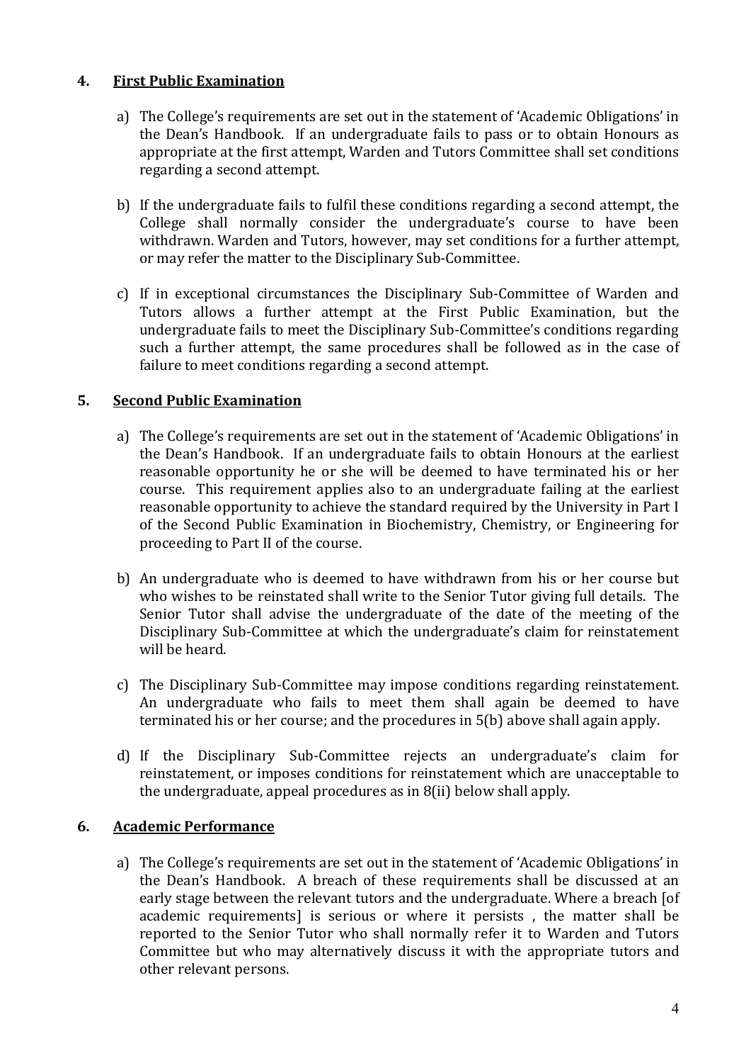## 4. First Public Examination

a) The College's requirements are set out in the statement of 'Academic Obligations' in the Dean's Handbook. If an undergraduate fails to pass or to obtain Honours as appropriate at the first attempt, Warden and Tutors Committee shall set conditions regarding a second attempt.

b) If the undergraduate fails to fulfil these conditions regarding a second attempt, the College shall normally consider the undergraduate's course to have been withdrawn. Warden and Tutors, however, may set conditions for a further attempt, or may refer the matter to the Disciplinary Sub-Committee.

c) If in exceptional circumstances the Disciplinary Sub-Committee of Warden and Tutors allows a further attempt at the First Public Examination, but the undergraduate fails to meet the Disciplinary Sub-Committee's conditions regarding such a further attempt, the same procedures shall be followed as in the case of failure to meet conditions regarding a second attempt.

## 5. Second Public Examination

a) The College's requirements are set out in the statement of 'Academic Obligations' in the Dean's Handbook. If an undergraduate fails to obtain Honours at the earliest reasonable opportunity he or she will be deemed to have terminated his or her course. This requirement applies also to an undergraduate failing at the earliest reasonable opportunity to achieve the standard required by the University in Part I of the Second Public Examination in Biochemistry, Chemistry, or Engineering for proceeding to Part II of the course.

b) An undergraduate who is deemed to have withdrawn from his or her course but who wishes to be reinstated shall write to the Senior Tutor giving full details. The Senior Tutor shall advise the undergraduate of the date of the meeting of the Disciplinary Sub-Committee at which the undergraduate's claim for reinstatement will be heard.

c) The Disciplinary Sub-Committee may impose conditions regarding reinstatement. An undergraduate who fails to meet them shall again be deemed to have terminated his or her course; and the procedures in 5(b) above shall again apply.

d) If the Disciplinary Sub-Committee rejects an undergraduate's claim for reinstatement, or imposes conditions for reinstatement which are unacceptable to the undergraduate, appeal procedures as in 8(ii) below shall apply.

## 6. Academic Performance

a) The College's requirements are set out in the statement of 'Academic Obligations' in the Dean's Handbook. A breach of these requirements shall be discussed at an early stage between the relevant tutors and the undergraduate. Where a breach [of academic requirements] is serious or where it persists , the matter shall be reported to the Senior Tutor who shall normally refer it to Warden and Tutors Committee but who may alternatively discuss it with the appropriate tutors and other relevant persons.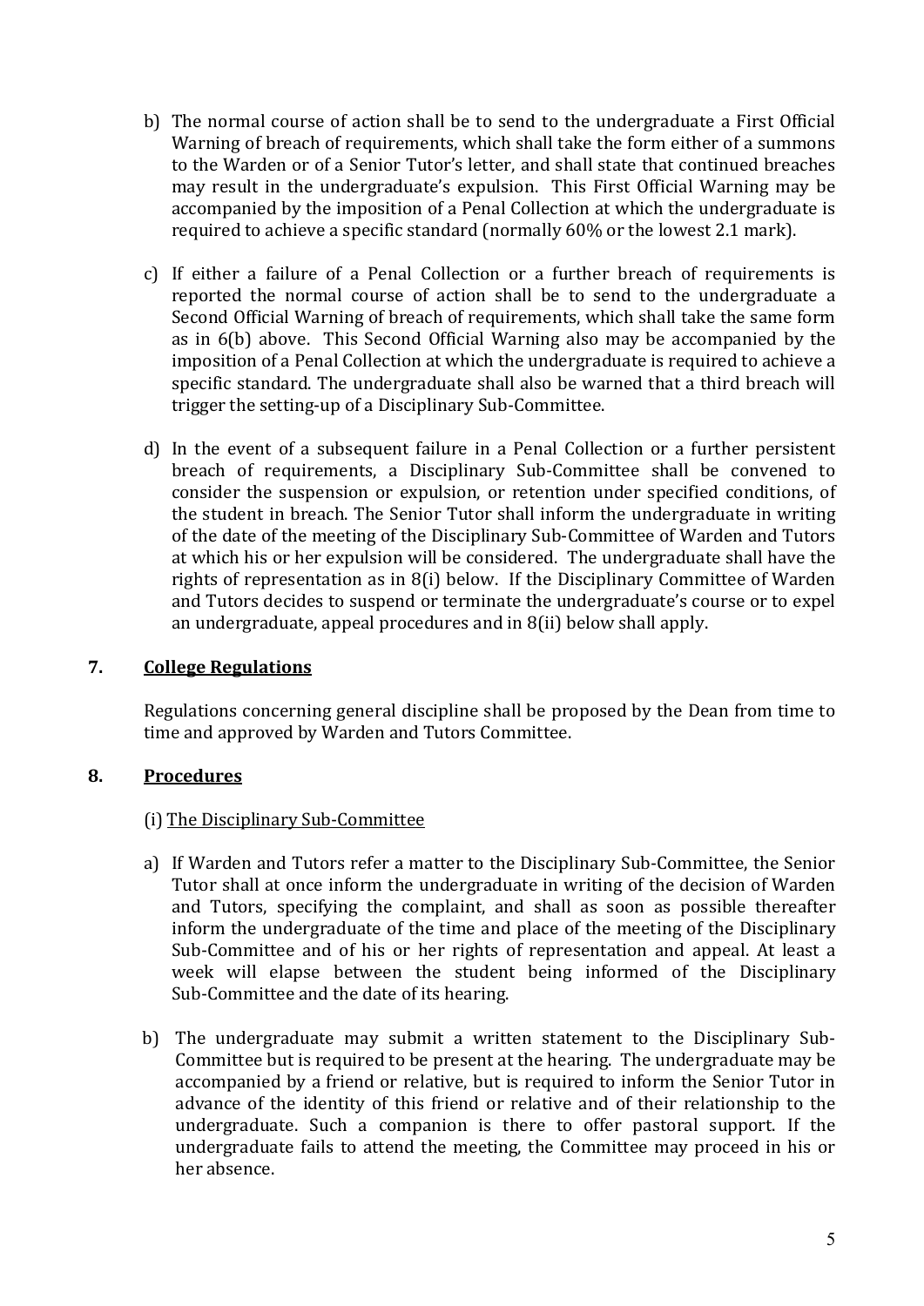b) The normal course of action shall be to send to the undergraduate a First Official Warning of breach of requirements, which shall take the form either of a summons to the Warden or of a Senior Tutor's letter, and shall state that continued breaches may result in the undergraduate's expulsion. This First Official Warning may be accompanied by the imposition of a Penal Collection at which the undergraduate is required to achieve a specific standard (normally 60% or the lowest 2.1 mark).

c) If either a failure of a Penal Collection or a further breach of requirements is reported the normal course of action shall be to send to the undergraduate a Second Official Warning of breach of requirements, which shall take the same form as in 6(b) above. This Second Official Warning also may be accompanied by the imposition of a Penal Collection at which the undergraduate is required to achieve a specific standard. The undergraduate shall also be warned that a third breach will trigger the setting-up of a Disciplinary Sub-Committee.

d) In the event of a subsequent failure in a Penal Collection or a further persistent breach of requirements, a Disciplinary Sub-Committee shall be convened to consider the suspension or expulsion, or retention under specified conditions, of the student in breach. The Senior Tutor shall inform the undergraduate in writing of the date of the meeting of the Disciplinary Sub-Committee of Warden and Tutors at which his or her expulsion will be considered. The undergraduate shall have the rights of representation as in 8(i) below. If the Disciplinary Committee of Warden and Tutors decides to suspend or terminate the undergraduate's course or to expel an undergraduate, appeal procedures and in 8(ii) below shall apply.

## 7. <u>College Regulations</u>

Regulations concerning general discipline shall be proposed by the Dean from time to time and approved by Warden and Tutors Committee.

## 8. <u>Procedures</u>

(i) <u>The Disciplinary Sub-Committee</u>

a) If Warden and Tutors refer a matter to the Disciplinary Sub-Committee, the Senior Tutor shall at once inform the undergraduate in writing of the decision of Warden and Tutors, specifying the complaint, and shall as soon as possible thereafter inform the undergraduate of the time and place of the meeting of the Disciplinary Sub-Committee and of his or her rights of representation and appeal. At least a week will elapse between the student being informed of the Disciplinary Sub-Committee and the date of its hearing.

b) The undergraduate may submit a written statement to the Disciplinary Sub-Committee but is required to be present at the hearing. The undergraduate may be accompanied by a friend or relative, but is required to inform the Senior Tutor in advance of the identity of this friend or relative and of their relationship to the undergraduate. Such a companion is there to offer pastoral support. If the undergraduate fails to attend the meeting, the Committee may proceed in his or her absence.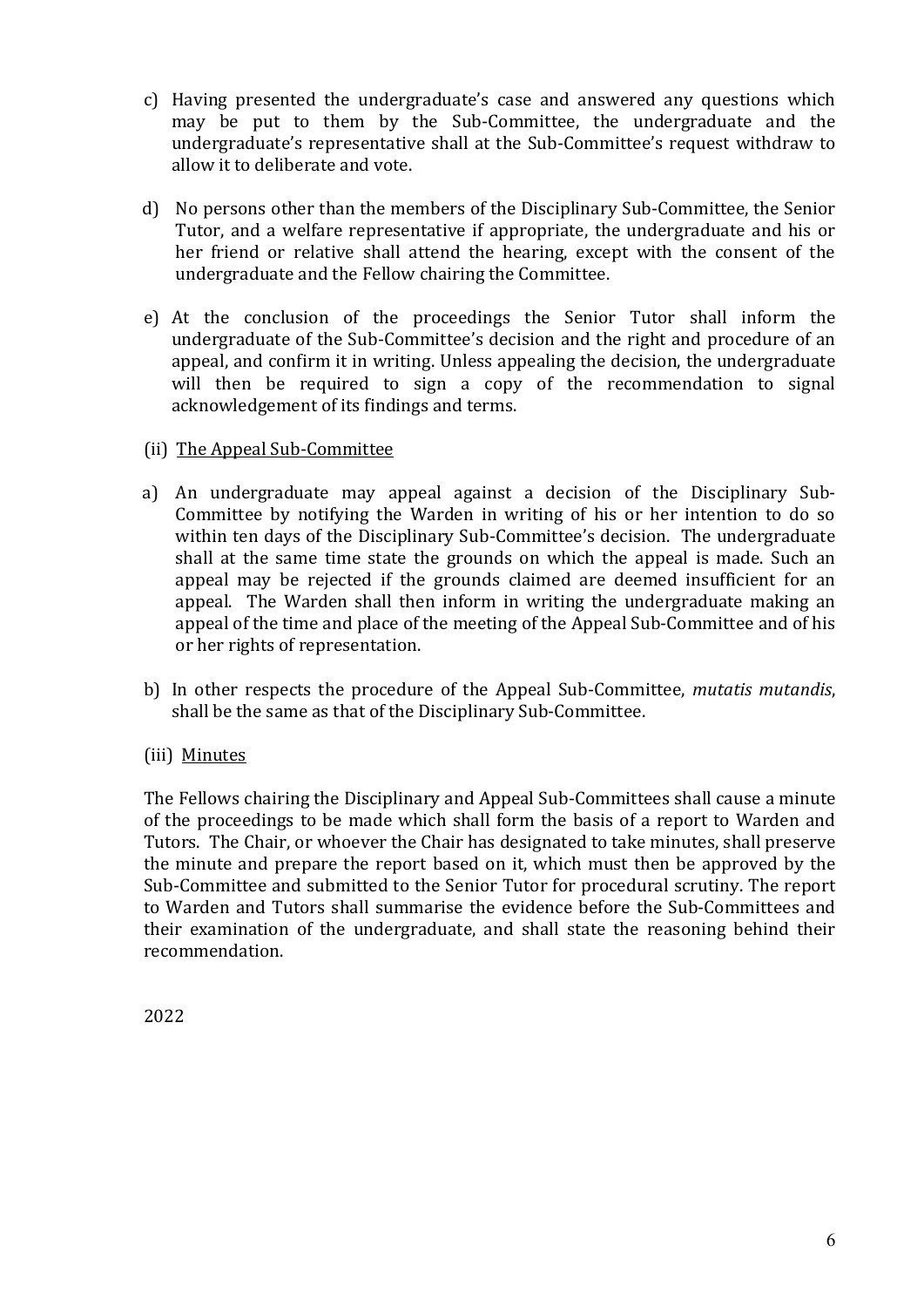c) Having presented the undergraduate's case and answered any questions which may be put to them by the Sub-Committee, the undergraduate and the undergraduate's representative shall at the Sub-Committee's request withdraw to allow it to deliberate and vote.

d) No persons other than the members of the Disciplinary Sub-Committee, the Senior Tutor, and a welfare representative if appropriate, the undergraduate and his or her friend or relative shall attend the hearing, except with the consent of the undergraduate and the Fellow chairing the Committee.

e) At the conclusion of the proceedings the Senior Tutor shall inform the undergraduate of the Sub-Committee's decision and the right and procedure of an appeal, and confirm it in writing. Unless appealing the decision, the undergraduate will then be required to sign a copy of the recommendation to signal acknowledgement of its findings and terms.

(ii) <u>The Appeal Sub-Committee</u>

a) An undergraduate may appeal against a decision of the Disciplinary Sub-Committee by notifying the Warden in writing of his or her intention to do so within ten days of the Disciplinary Sub-Committee's decision. The undergraduate shall at the same time state the grounds on which the appeal is made. Such an appeal may be rejected if the grounds claimed are deemed insufficient for an appeal. The Warden shall then inform in writing the undergraduate making an appeal of the time and place of the meeting of the Appeal Sub-Committee and of his or her rights of representation.

b) In other respects the procedure of the Appeal Sub-Committee, *mutatis mutandis*, shall be the same as that of the Disciplinary Sub-Committee.

(iii) <u>Minutes</u>

The Fellows chairing the Disciplinary and Appeal Sub-Committees shall cause a minute of the proceedings to be made which shall form the basis of a report to Warden and Tutors. The Chair, or whoever the Chair has designated to take minutes, shall preserve the minute and prepare the report based on it, which must then be approved by the Sub-Committee and submitted to the Senior Tutor for procedural scrutiny. The report to Warden and Tutors shall summarise the evidence before the Sub-Committees and their examination of the undergraduate, and shall state the reasoning behind their recommendation.

2022